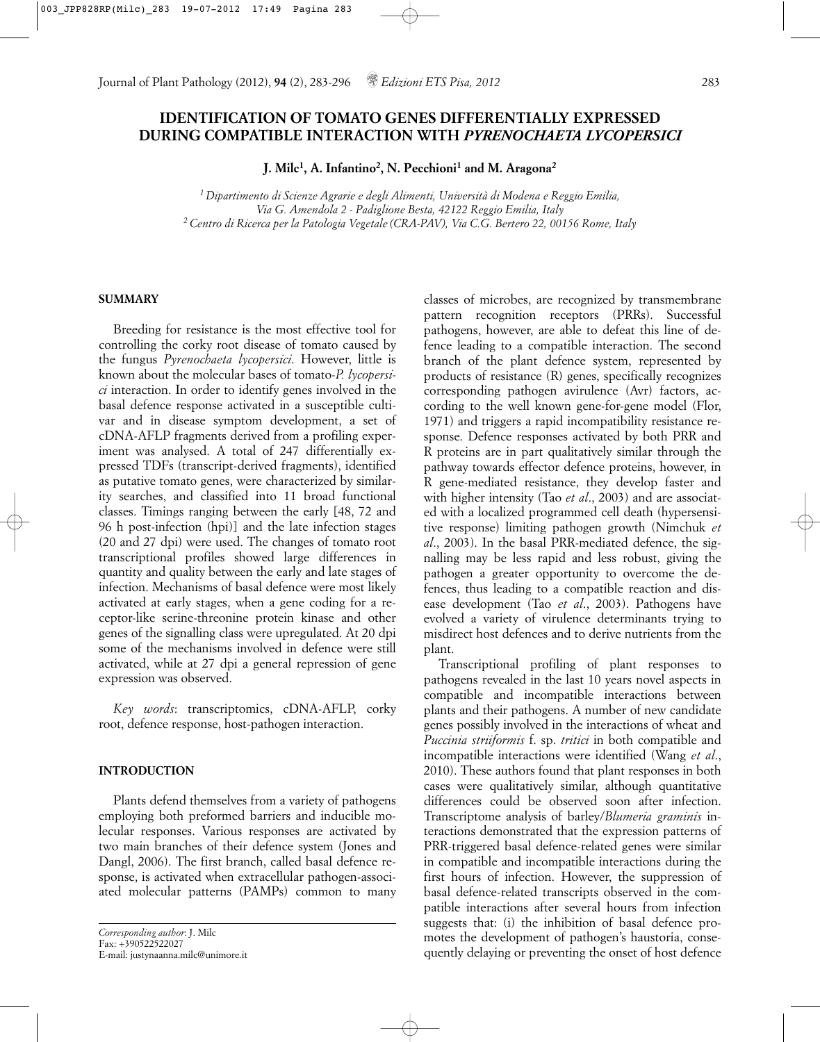# IDENTIFICATION OF TOMATO GENES DIFFERENTIALLY EXPRESSED DURING COMPATIBLE INTERACTION WITH *PYRENOCHAETA LYCOPERSICI*

**J. Milc[1], A. Infantino[2], N. Pecchioni[1] and M. Aragona[2]**

*[1] Dipartimento di Scienze Agrarie e degli Alimenti, Università di Modena e Reggio Emilia, Via G. Amendola 2 - Padiglione Besta, 42122 Reggio Emilia, Italy*
*[2] Centro di Ricerca per la Patologia Vegetale (CRA-PAV), Via C.G. Bertero 22, 00156 Rome, Italy*

## SUMMARY

Breeding for resistance is the most effective tool for controlling the corky root disease of tomato caused by the fungus *Pyrenochaeta lycopersici*. However, little is known about the molecular bases of tomato-*P. lycopersici* interaction. In order to identify genes involved in the basal defence response activated in a susceptible cultivar and in disease symptom development, a set of cDNA-AFLP fragments derived from a profiling experiment was analysed. A total of 247 differentially expressed TDFs (transcript-derived fragments), identified as putative tomato genes, were characterized by similarity searches, and classified into 11 broad functional classes. Timings ranging between the early [48, 72 and 96 h post-infection (hpi)] and the late infection stages (20 and 27 dpi) were used. The changes of tomato root transcriptional profiles showed large differences in quantity and quality between the early and late stages of infection. Mechanisms of basal defence were most likely activated at early stages, when a gene coding for a receptor-like serine-threonine protein kinase and other genes of the signalling class were upregulated. At 20 dpi some of the mechanisms involved in defence were still activated, while at 27 dpi a general repression of gene expression was observed.

*Key words*: transcriptomics, cDNA-AFLP, corky root, defence response, host-pathogen interaction.

## INTRODUCTION

Plants defend themselves from a variety of pathogens employing both preformed barriers and inducible molecular responses. Various responses are activated by two main branches of their defence system (Jones and Dangl, 2006). The first branch, called basal defence response, is activated when extracellular pathogen-associated molecular patterns (PAMPs) common to many classes of microbes, are recognized by transmembrane pattern recognition receptors (PRRs). Successful pathogens, however, are able to defeat this line of defence leading to a compatible interaction. The second branch of the plant defence system, represented by products of resistance (R) genes, specifically recognizes corresponding pathogen avirulence (Avr) factors, according to the well known gene-for-gene model (Flor, 1971) and triggers a rapid incompatibility resistance response. Defence responses activated by both PRR and R proteins are in part qualitatively similar through the pathway towards effector defence proteins, however, in R gene-mediated resistance, they develop faster and with higher intensity (Tao *et al*., 2003) and are associated with a localized programmed cell death (hypersensitive response) limiting pathogen growth (Nimchuk *et al*., 2003). In the basal PRR-mediated defence, the signalling may be less rapid and less robust, giving the pathogen a greater opportunity to overcome the defences, thus leading to a compatible reaction and disease development (Tao *et al*., 2003). Pathogens have evolved a variety of virulence determinants trying to misdirect host defences and to derive nutrients from the plant.

Transcriptional profiling of plant responses to pathogens revealed in the last 10 years novel aspects in compatible and incompatible interactions between plants and their pathogens. A number of new candidate genes possibly involved in the interactions of wheat and *Puccinia striiformis* f. sp. *tritici* in both compatible and incompatible interactions were identified (Wang *et al*., 2010). These authors found that plant responses in both cases were qualitatively similar, although quantitative differences could be observed soon after infection. Transcriptome analysis of barley/*Blumeria graminis* interactions demonstrated that the expression patterns of PRR-triggered basal defence-related genes were similar in compatible and incompatible interactions during the first hours of infection. However, the suppression of basal defence-related transcripts observed in the compatible interactions after several hours from infection suggests that: (i) the inhibition of basal defence promotes the development of pathogen's haustoria, consequently delaying or preventing the onset of host defence

*Corresponding author*: J. Milc
Fax: +390522522027
E-mail: justynaanna.milc@unimore.it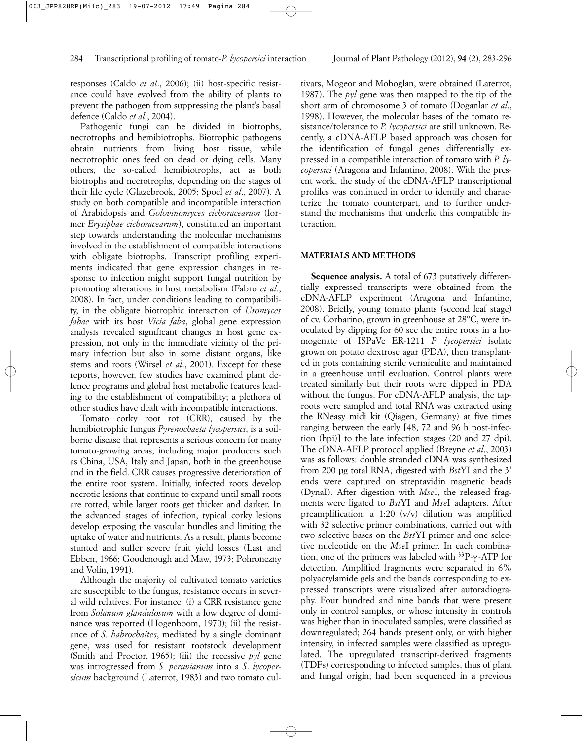responses (Caldo *et al*., 2006); (ii) host-specific resistance could have evolved from the ability of plants to prevent the pathogen from suppressing the plant's basal defence (Caldo *et al*., 2004).

Pathogenic fungi can be divided in biotrophs, necrotrophs and hemibiotrophs. Biotrophic pathogens obtain nutrients from living host tissue, while necrotrophic ones feed on dead or dying cells. Many others, the so-called hemibiotrophs, act as both biotrophs and necrotrophs, depending on the stages of their life cycle (Glazebrook, 2005; Spoel *et al*., 2007). A study on both compatible and incompatible interaction of Arabidopsis and *Golovinomyces cichoracearum* (former *Erysiphae cichoracearum*), constituted an important step towards understanding the molecular mechanisms involved in the establishment of compatible interactions with obligate biotrophs. Transcript profiling experiments indicated that gene expression changes in response to infection might support fungal nutrition by promoting alterations in host metabolism (Fabro *et al*., 2008). In fact, under conditions leading to compatibility, in the obligate biotrophic interaction of *Uromyces fabae* with its host *Vicia faba*, global gene expression analysis revealed significant changes in host gene expression, not only in the immediate vicinity of the primary infection but also in some distant organs, like stems and roots (Wirsel *et al*., 2001). Except for these reports, however, few studies have examined plant defence programs and global host metabolic features leading to the establishment of compatibility; a plethora of other studies have dealt with incompatible interactions.

Tomato corky root rot (CRR), caused by the hemibiotrophic fungus *Pyrenochaeta lycopersici*, is a soilborne disease that represents a serious concern for many tomato-growing areas, including major producers such as China, USA, Italy and Japan, both in the greenhouse and in the field. CRR causes progressive deterioration of the entire root system. Initially, infected roots develop necrotic lesions that continue to expand until small roots are rotted, while larger roots get thicker and darker. In the advanced stages of infection, typical corky lesions develop exposing the vascular bundles and limiting the uptake of water and nutrients. As a result, plants become stunted and suffer severe fruit yield losses (Last and Ebben, 1966; Goodenough and Maw, 1973; Pohronezny and Volin, 1991).

Although the majority of cultivated tomato varieties are susceptible to the fungus, resistance occurs in several wild relatives. For instance: (i) a CRR resistance gene from *Solanum glandulosum* with a low degree of dominance was reported (Hogenboom, 1970); (ii) the resistance of *S. habrochaites*, mediated by a single dominant gene, was used for resistant rootstock development (Smith and Proctor, 1965); (iii) the recessive *pyl* gene was introgressed from *S. peruvianum* into a *S. lycopersicum* background (Laterrot, 1983) and two tomato cultivars, Mogeor and Moboglan, were obtained (Laterrot, 1987). The *pyl* gene was then mapped to the tip of the short arm of chromosome 3 of tomato (Doganlar *et al*., 1998). However, the molecular bases of the tomato resistance/tolerance to *P. lycopersici* are still unknown. Recently, a cDNA-AFLP based approach was chosen for the identification of fungal genes differentially expressed in a compatible interaction of tomato with *P. lycopersici* (Aragona and Infantino, 2008). With the present work, the study of the cDNA-AFLP transcriptional profiles was continued in order to identify and characterize the tomato counterpart, and to further understand the mechanisms that underlie this compatible interaction.

## MATERIALS AND METHODS

**Sequence analysis.** A total of 673 putatively differentially expressed transcripts were obtained from the cDNA-AFLP experiment (Aragona and Infantino, 2008). Briefly, young tomato plants (second leaf stage) of cv. Corbarino, grown in greenhouse at 28°C, were inoculated by dipping for 60 sec the entire roots in a homogenate of ISPaVe ER-1211 *P. lycopersici* isolate grown on potato dextrose agar (PDA), then transplanted in pots containing sterile vermiculite and maintained in a greenhouse until evaluation. Control plants were treated similarly but their roots were dipped in PDA without the fungus. For cDNA-AFLP analysis, the taproots were sampled and total RNA was extracted using the RNeasy midi kit (Qiagen, Germany) at five times ranging between the early [48, 72 and 96 h post-infection (hpi)] to the late infection stages (20 and 27 dpi). The cDNA-AFLP protocol applied (Breyne *et al*., 2003) was as follows: double stranded cDNA was synthesized from 200 µg total RNA, digested with *Bst*YI and the 3' ends were captured on streptavidin magnetic beads (DynaI). After digestion with *Mse*I, the released fragments were ligated to *Bst*YI and *Mse*I adapters. After preamplification, a 1:20 (v/v) dilution was amplified with 32 selective primer combinations, carried out with two selective bases on the *Bst*YI primer and one selective nucleotide on the *Mse*I primer. In each combination, one of the primers was labeled with $^{33}P$-$\gamma$-ATP for detection. Amplified fragments were separated in 6% polyacrylamide gels and the bands corresponding to expressed transcripts were visualized after autoradiography. Four hundred and nine bands that were present only in control samples, or whose intensity in controls was higher than in inoculated samples, were classified as downregulated; 264 bands present only, or with higher intensity, in infected samples were classified as upregulated. The upregulated transcript-derived fragments (TDFs) corresponding to infected samples, thus of plant and fungal origin, had been sequenced in a previous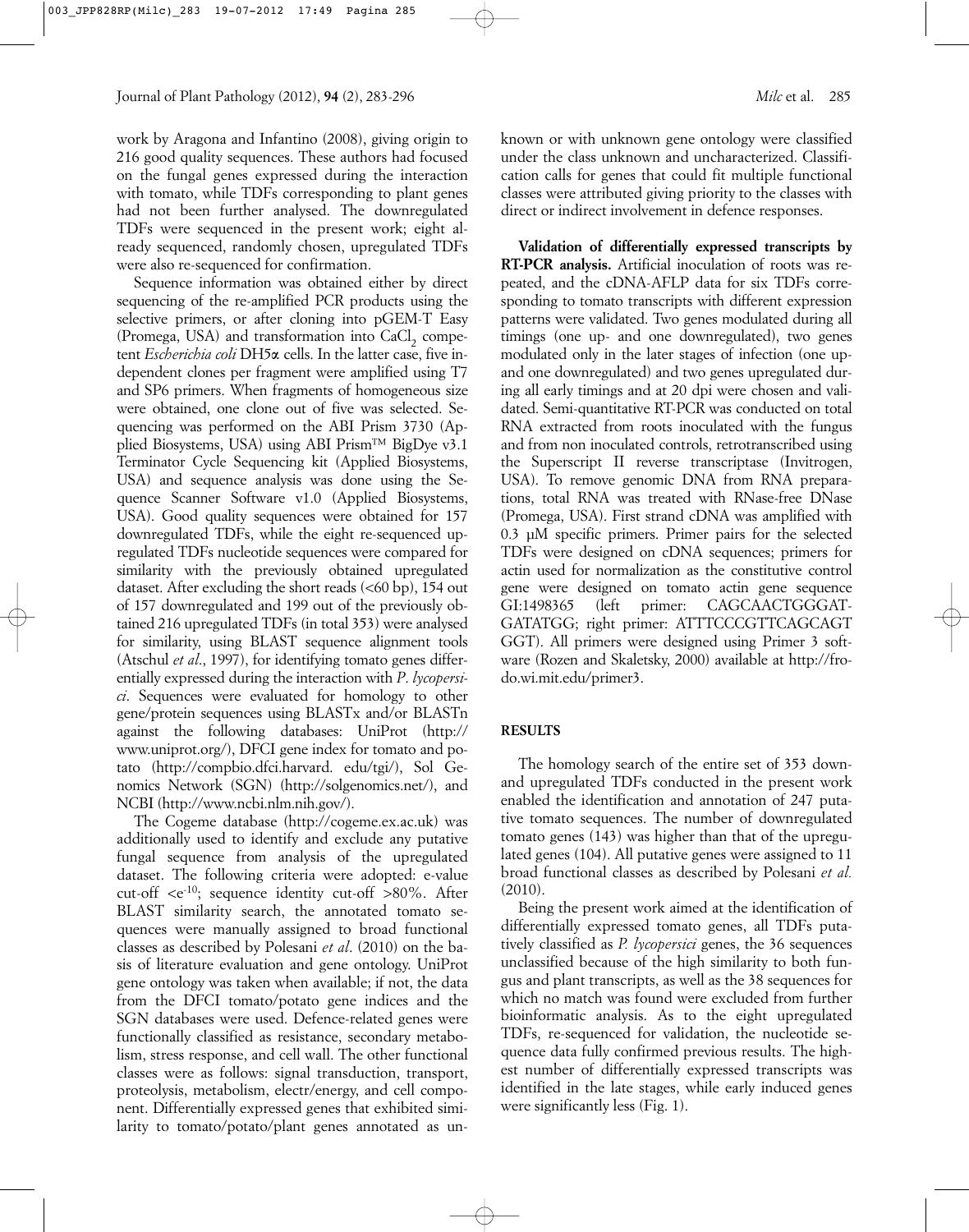work by Aragona and Infantino (2008), giving origin to 216 good quality sequences. These authors had focused on the fungal genes expressed during the interaction with tomato, while TDFs corresponding to plant genes had not been further analysed. The downregulated TDFs were sequenced in the present work; eight already sequenced, randomly chosen, upregulated TDFs were also re-sequenced for confirmation.

Sequence information was obtained either by direct sequencing of the re-amplified PCR products using the selective primers, or after cloning into pGEM-T Easy (Promega, USA) and transformation into $CaCl_2$ competent *Escherichia coli* DH5α cells. In the latter case, five independent clones per fragment were amplified using T7 and SP6 primers. When fragments of homogeneous size were obtained, one clone out of five was selected. Sequencing was performed on the ABI Prism 3730 (Applied Biosystems, USA) using ABI Prism™ BigDye v3.1 Terminator Cycle Sequencing kit (Applied Biosystems, USA) and sequence analysis was done using the Sequence Scanner Software v1.0 (Applied Biosystems, USA). Good quality sequences were obtained for 157 downregulated TDFs, while the eight re-sequenced upregulated TDFs nucleotide sequences were compared for similarity with the previously obtained upregulated dataset. After excluding the short reads (<60 bp), 154 out of 157 downregulated and 199 out of the previously obtained 216 upregulated TDFs (in total 353) were analysed for similarity, using BLAST sequence alignment tools (Atschul *et al*., 1997), for identifying tomato genes differentially expressed during the interaction with *P. lycopersici*. Sequences were evaluated for homology to other gene/protein sequences using BLASTx and/or BLASTn against the following databases: UniProt (http://www.uniprot.org/), DFCI gene index for tomato and potato (http://compbio.dfci.harvard. edu/tgi/), Sol Genomics Network (SGN) (http://solgenomics.net/), and NCBI (http://www.ncbi.nlm.nih.gov/).

The Cogeme database (http://cogeme.ex.ac.uk) was additionally used to identify and exclude any putative fungal sequence from analysis of the upregulated dataset. The following criteria were adopted: e-value cut-off $<e^{-10}$; sequence identity cut-off >80%. After BLAST similarity search, the annotated tomato sequences were manually assigned to broad functional classes as described by Polesani *et al*. (2010) on the basis of literature evaluation and gene ontology. UniProt gene ontology was taken when available; if not, the data from the DFCI tomato/potato gene indices and the SGN databases were used. Defence-related genes were functionally classified as resistance, secondary metabolism, stress response, and cell wall. The other functional classes were as follows: signal transduction, transport, proteolysis, metabolism, electr/energy, and cell component. Differentially expressed genes that exhibited similarity to tomato/potato/plant genes annotated as unknown or with unknown gene ontology were classified under the class unknown and uncharacterized. Classification calls for genes that could fit multiple functional classes were attributed giving priority to the classes with direct or indirect involvement in defence responses.

**Validation of differentially expressed transcripts by RT-PCR analysis.** Artificial inoculation of roots was repeated, and the cDNA-AFLP data for six TDFs corresponding to tomato transcripts with different expression patterns were validated. Two genes modulated during all timings (one up- and one downregulated), two genes modulated only in the later stages of infection (one up- and one downregulated) and two genes upregulated during all early timings and at 20 dpi were chosen and validated. Semi-quantitative RT-PCR was conducted on total RNA extracted from roots inoculated with the fungus and from non inoculated controls, retrotranscribed using the Superscript II reverse transcriptase (Invitrogen, USA). To remove genomic DNA from RNA preparations, total RNA was treated with RNase-free DNase (Promega, USA). First strand cDNA was amplified with 0.3 µM specific primers. Primer pairs for the selected TDFs were designed on cDNA sequences; primers for actin used for normalization as the constitutive control gene were designed on tomato actin gene sequence GI:1498365 (left primer: CAGCAACTGGGATGATATGG; right primer: ATTTCCCGTTCAGCAGTGGT). All primers were designed using Primer 3 software (Rozen and Skaletsky, 2000) available at http://frodo.wi.mit.edu/primer3.

## RESULTS

The homology search of the entire set of 353 down- and upregulated TDFs conducted in the present work enabled the identification and annotation of 247 putative tomato sequences. The number of downregulated tomato genes (143) was higher than that of the upregulated genes (104). All putative genes were assigned to 11 broad functional classes as described by Polesani *et al.* (2010).

Being the present work aimed at the identification of differentially expressed tomato genes, all TDFs putatively classified as *P. lycopersici* genes, the 36 sequences unclassified because of the high similarity to both fungus and plant transcripts, as well as the 38 sequences for which no match was found were excluded from further bioinformatic analysis. As to the eight upregulated TDFs, re-sequenced for validation, the nucleotide sequence data fully confirmed previous results. The highest number of differentially expressed transcripts was identified in the late stages, while early induced genes were significantly less (Fig. 1).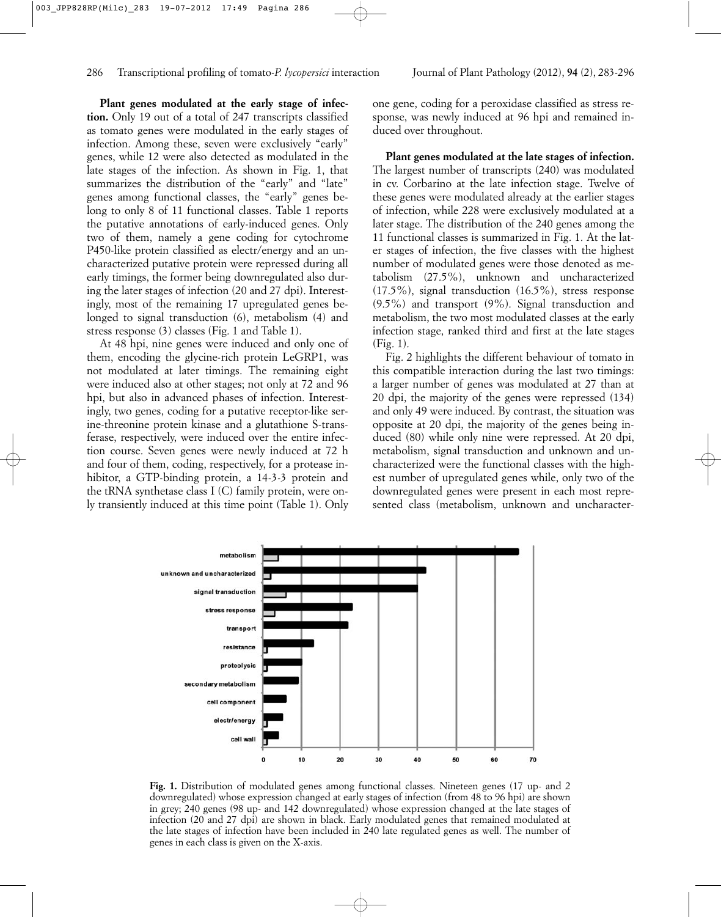**Plant genes modulated at the early stage of infection.** Only 19 out of a total of 247 transcripts classified as tomato genes were modulated in the early stages of infection. Among these, seven were exclusively "early" genes, while 12 were also detected as modulated in the late stages of the infection. As shown in Fig. 1, that summarizes the distribution of the "early" and "late" genes among functional classes, the "early" genes belong to only 8 of 11 functional classes. Table 1 reports the putative annotations of early-induced genes. Only two of them, namely a gene coding for cytochrome P450-like protein classified as electr/energy and an uncharacterized putative protein were repressed during all early timings, the former being downregulated also during the later stages of infection (20 and 27 dpi). Interestingly, most of the remaining 17 upregulated genes belonged to signal transduction (6), metabolism (4) and stress response (3) classes (Fig. 1 and Table 1).

At 48 hpi, nine genes were induced and only one of them, encoding the glycine-rich protein LeGRP1, was not modulated at later timings. The remaining eight were induced also at other stages; not only at 72 and 96 hpi, but also in advanced phases of infection. Interestingly, two genes, coding for a putative receptor-like serine-threonine protein kinase and a glutathione S-transferase, respectively, were induced over the entire infection course. Seven genes were newly induced at 72 h and four of them, coding, respectively, for a protease inhibitor, a GTP-binding protein, a 14-3-3 protein and the tRNA synthetase class I (C) family protein, were only transiently induced at this time point (Table 1). Only one gene, coding for a peroxidase classified as stress response, was newly induced at 96 hpi and remained induced over throughout.

**Plant genes modulated at the late stages of infection.** The largest number of transcripts (240) was modulated in cv. Corbarino at the late infection stage. Twelve of these genes were modulated already at the earlier stages of infection, while 228 were exclusively modulated at a later stage. The distribution of the 240 genes among the 11 functional classes is summarized in Fig. 1. At the later stages of infection, the five classes with the highest number of modulated genes were those denoted as metabolism (27.5%), unknown and uncharacterized (17.5%), signal transduction (16.5%), stress response (9.5%) and transport (9%). Signal transduction and metabolism, the two most modulated classes at the early infection stage, ranked third and first at the late stages (Fig. 1).

Fig. 2 highlights the different behaviour of tomato in this compatible interaction during the last two timings: a larger number of genes was modulated at 27 than at 20 dpi, the majority of the genes were repressed (134) and only 49 were induced. By contrast, the situation was opposite at 20 dpi, the majority of the genes being induced (80) while only nine were repressed. At 20 dpi, metabolism, signal transduction and unknown and uncharacterized were the functional classes with the highest number of upregulated genes while, only two of the downregulated genes were present in each most represented class (metabolism, unknown and uncharacter-

**Fig. 1.** Distribution of modulated genes among functional classes. Nineteen genes (17 up- and 2 downregulated) whose expression changed at early stages of infection (from 48 to 96 hpi) are shown in grey; 240 genes (98 up- and 142 downregulated) whose expression changed at the late stages of infection (20 and 27 dpi) are shown in black. Early modulated genes that remained modulated at the late stages of infection have been included in 240 late regulated genes as well. The number of genes in each class is given on the X-axis.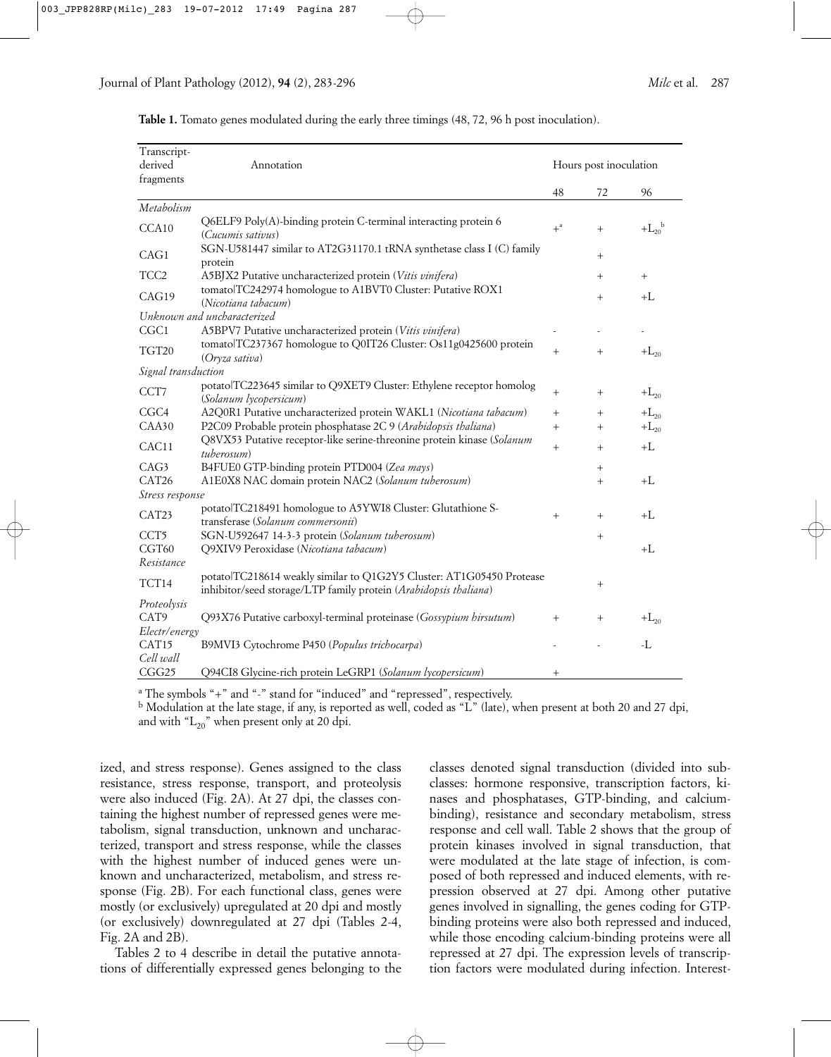**Table 1.** Tomato genes modulated during the early three timings (48, 72, 96 h post inoculation).

| Transcript-derived fragments | Annotation | Hours post inoculation | | |
|---|---|---|---|---|
| | | 48 | 72 | 96 |
| *Metabolism* | | | | |
| CCA10 | Q6ELF9 Poly(A)-binding protein C-terminal interacting protein 6 (*Cucumis sativus*) | +[a] | + | $+L_{20}$[b] |
| CAG1 | SGN-U581447 similar to AT2G31170.1 tRNA synthetase class I (C) family protein | | + | |
| TCC2 | A5BJX2 Putative uncharacterized protein (*Vitis vinifera*) | | + | + |
| CAG19 | tomato\|TC242974 homologue to A1BVT0 Cluster: Putative ROX1 (*Nicotiana tabacum*) | | + | +L |
| *Unknown and uncharacterized* | | | | |
| CGC1 | A5BPV7 Putative uncharacterized protein (*Vitis vinifera*) | - | - | - |
| TGT20 | tomato\|TC237367 homologue to Q0IT26 Cluster: Os11g0425600 protein (*Oryza sativa*) | + | + | $+L_{20}$ |
| *Signal transduction* | | | | |
| CCT7 | potato\|TC223645 similar to Q9XET9 Cluster: Ethylene receptor homolog (*Solanum lycopersicum*) | + | + | $+L_{20}$ |
| CGC4 | A2Q0R1 Putative uncharacterized protein WAKL1 (*Nicotiana tabacum*) | + | + | $+L_{20}$ |
| CAA30 | P2C09 Probable protein phosphatase 2C 9 (*Arabidopsis thaliana*) | + | + | $+L_{20}$ |
| CAC11 | Q8VX53 Putative receptor-like serine-threonine protein kinase (*Solanum tuberosum*) | + | + | +L |
| CAG3 | B4FUE0 GTP-binding protein PTD004 (*Zea mays*) | | + | |
| CAT26 | A1E0X8 NAC domain protein NAC2 (*Solanum tuberosum*) | | + | +L |
| *Stress response* | | | | |
| CAT23 | potato\|TC218491 homologue to A5YWI8 Cluster: Glutathione S-transferase (*Solanum commersonii*) | + | + | +L |
| CCT5 | SGN-U592647 14-3-3 protein (*Solanum tuberosum*) | | + | |
| CGT60 | Q9XIV9 Peroxidase (*Nicotiana tabacum*) | | | +L |
| *Resistance* | | | | |
| TCT14 | potato\|TC218614 weakly similar to Q1G2Y5 Cluster: AT1G05450 Protease inhibitor/seed storage/LTP family protein (*Arabidopsis thaliana*) | | + | |
| *Proteolysis* | | | | |
| CAT9 | Q93X76 Putative carboxyl-terminal proteinase (*Gossypium hirsutum*) | + | + | $+L_{20}$ |
| *Electr/energy* | | | | |
| CAT15 | B9MVI3 Cytochrome P450 (*Populus trichocarpa*) | - | - | -L |
| *Cell wall* | | | | |
| CGG25 | Q94CI8 Glycine-rich protein LeGRP1 (*Solanum lycopersicum*) | + | | |

[a] The symbols "+" and "-" stand for "induced" and "repressed", respectively.
[b] Modulation at the late stage, if any, is reported as well, coded as "L" (late), when present at both 20 and 27 dpi, and with "$L_{20}$" when present only at 20 dpi.

ized, and stress response). Genes assigned to the class resistance, stress response, transport, and proteolysis were also induced (Fig. 2A). At 27 dpi, the classes containing the highest number of repressed genes were metabolism, signal transduction, unknown and uncharacterized, transport and stress response, while the classes with the highest number of induced genes were unknown and uncharacterized, metabolism, and stress response (Fig. 2B). For each functional class, genes were mostly (or exclusively) upregulated at 20 dpi and mostly (or exclusively) downregulated at 27 dpi (Tables 2-4, Fig. 2A and 2B).

Tables 2 to 4 describe in detail the putative annotations of differentially expressed genes belonging to the classes denoted signal transduction (divided into subclasses: hormone responsive, transcription factors, kinases and phosphatases, GTP-binding, and calcium-binding), resistance and secondary metabolism, stress response and cell wall. Table 2 shows that the group of protein kinases involved in signal transduction, that were modulated at the late stage of infection, is composed of both repressed and induced elements, with repression observed at 27 dpi. Among other putative genes involved in signalling, the genes coding for GTP-binding proteins were also both repressed and induced, while those encoding calcium-binding proteins were all repressed at 27 dpi. The expression levels of transcription factors were modulated during infection. Interest-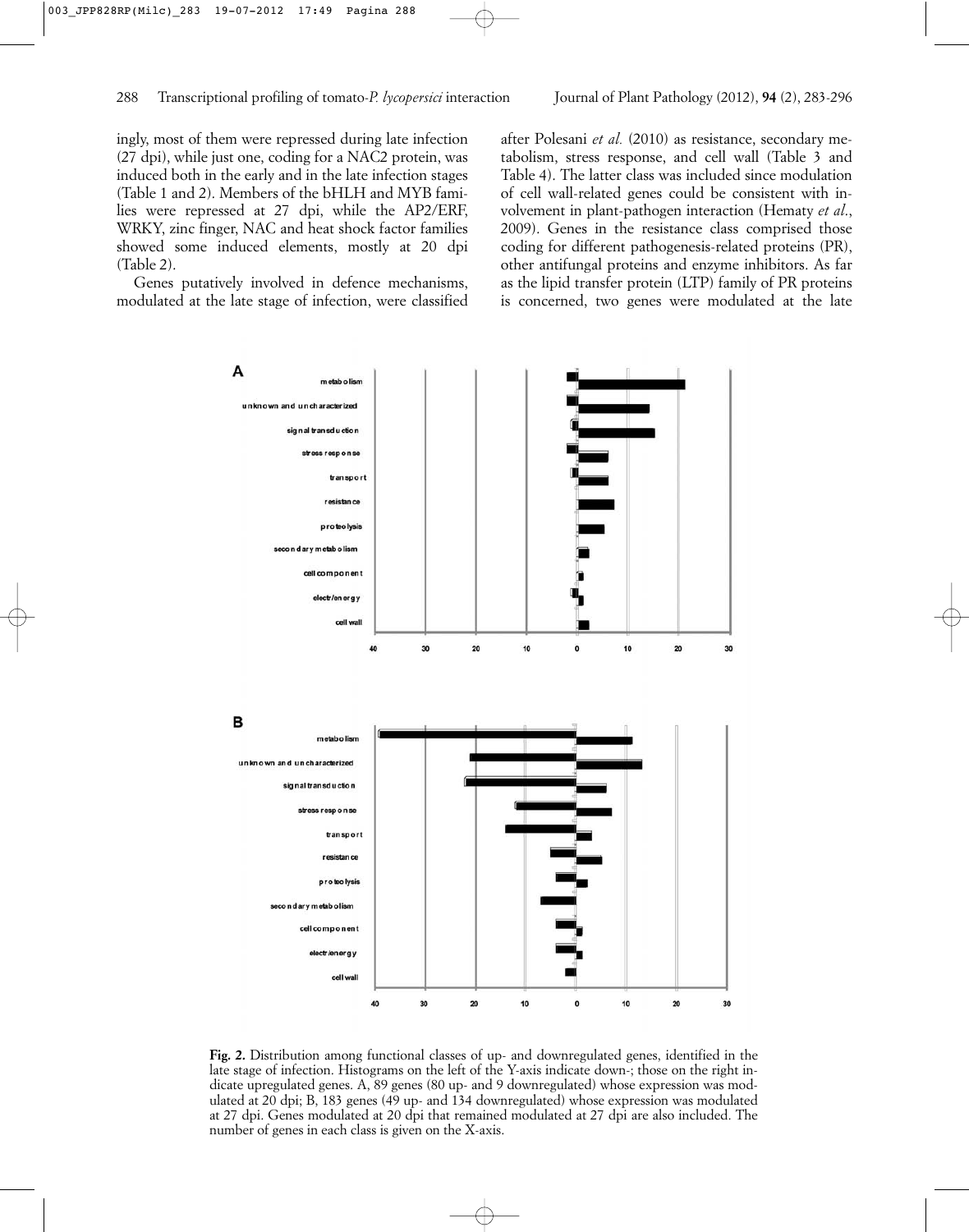ingly, most of them were repressed during late infection (27 dpi), while just one, coding for a NAC2 protein, was induced both in the early and in the late infection stages (Table 1 and 2). Members of the bHLH and MYB families were repressed at 27 dpi, while the AP2/ERF, WRKY, zinc finger, NAC and heat shock factor families showed some induced elements, mostly at 20 dpi (Table 2).

Genes putatively involved in defence mechanisms, modulated at the late stage of infection, were classified after Polesani *et al.* (2010) as resistance, secondary metabolism, stress response, and cell wall (Table 3 and Table 4). The latter class was included since modulation of cell wall-related genes could be consistent with involvement in plant-pathogen interaction (Hematy *et al.*, 2009). Genes in the resistance class comprised those coding for different pathogenesis-related proteins (PR), other antifungal proteins and enzyme inhibitors. As far as the lipid transfer protein (LTP) family of PR proteins is concerned, two genes were modulated at the late

**Fig. 2.** Distribution among functional classes of up- and downregulated genes, identified in the late stage of infection. Histograms on the left of the Y-axis indicate down-; those on the right indicate upregulated genes. A, 89 genes (80 up- and 9 downregulated) whose expression was modulated at 20 dpi; B, 183 genes (49 up- and 134 downregulated) whose expression was modulated at 27 dpi. Genes modulated at 20 dpi that remained modulated at 27 dpi are also included. The number of genes in each class is given on the X-axis.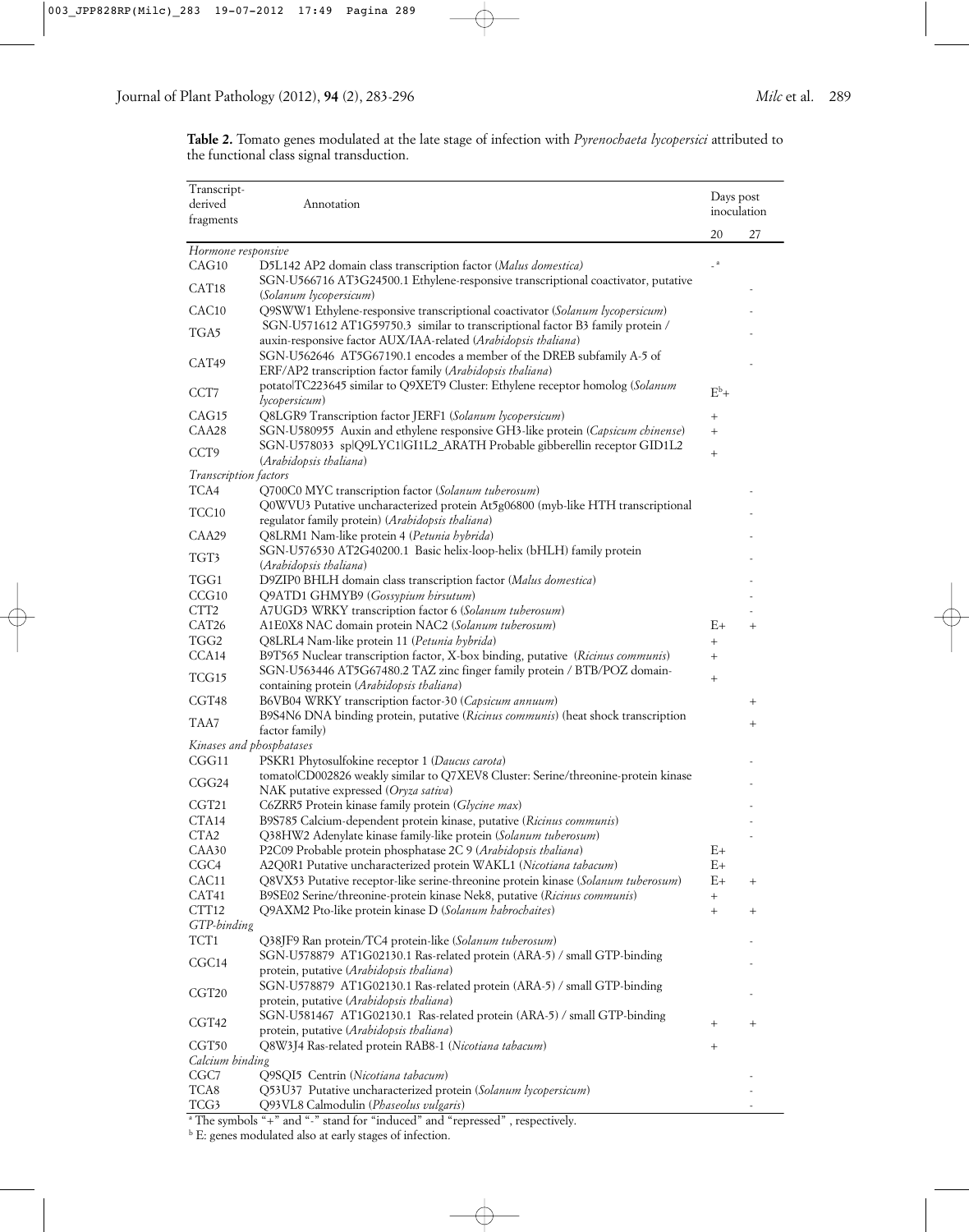**Table 2.** Tomato genes modulated at the late stage of infection with *Pyrenochaeta lycopersici* attributed to the functional class signal transduction.

| Transcript-derived fragments | Annotation | Days post inoculation | |
|---|---|---|---|
| | | 20 | 27 |
| *Hormone responsive* | | | |
| CAG10 | D5L142 AP2 domain class transcription factor (*Malus domestica*) | -[a] | |
| CAT18 | SGN-U566716 AT3G24500.1 Ethylene-responsive transcriptional coactivator, putative (*Solanum lycopersicum*) | | - |
| CAC10 | Q9SWW1 Ethylene-responsive transcriptional coactivator (*Solanum lycopersicum*) | | - |
| TGA5 | SGN-U571612 AT1G59750.3 similar to transcriptional factor B3 family protein / auxin-responsive factor AUX/IAA-related (*Arabidopsis thaliana*) | | - |
| CAT49 | SGN-U562646 AT5G67190.1 encodes a member of the DREB subfamily A-5 of ERF/AP2 transcription factor family (*Arabidopsis thaliana*) | | - |
| CCT7 | potato\|TC223645 similar to Q9XET9 Cluster: Ethylene receptor homolog (*Solanum lycopersicum*) | E[b]+ | |
| CAG15 | Q8LGR9 Transcription factor JERF1 (*Solanum lycopersicum*) | + | |
| CAA28 | SGN-U580955 Auxin and ethylene responsive GH3-like protein (*Capsicum chinense*) | + | |
| CCT9 | SGN-U578033 sp\|Q9LYC1\|GI1L2_ARATH Probable gibberellin receptor GID1L2 (*Arabidopsis thaliana*) | + | |
| *Transcription factors* | | | |
| TCA4 | Q700C0 MYC transcription factor (*Solanum tuberosum*) | | - |
| TCC10 | Q0WVU3 Putative uncharacterized protein At5g06800 (myb-like HTH transcriptional regulator family protein) (*Arabidopsis thaliana*) | | - |
| CAA29 | Q8LRM1 Nam-like protein 4 (*Petunia hybrida*) | | - |
| TGT3 | SGN-U576530 AT2G40200.1 Basic helix-loop-helix (bHLH) family protein (*Arabidopsis thaliana*) | | - |
| TGG1 | D9ZIP0 BHLH domain class transcription factor (*Malus domestica*) | | - |
| CCG10 | Q9ATD1 GHMYB9 (*Gossypium hirsutum*) | | - |
| CTT2 | A7UGD3 WRKY transcription factor 6 (*Solanum tuberosum*) | | - |
| CAT26 | A1E0X8 NAC domain protein NAC2 (*Solanum tuberosum*) | E+ | + |
| TGG2 | Q8LRL4 Nam-like protein 11 (*Petunia hybrida*) | + | |
| CCA14 | B9T565 Nuclear transcription factor, X-box binding, putative (*Ricinus communis*) | + | |
| TCG15 | SGN-U563446 AT5G67480.2 TAZ zinc finger family protein / BTB/POZ domain-containing protein (*Arabidopsis thaliana*) | + | |
| CGT48 | B6VB04 WRKY transcription factor-30 (*Capsicum annuum*) | | + |
| TAA7 | B9S4N6 DNA binding protein, putative (*Ricinus communis*) (heat shock transcription factor family) | | + |
| *Kinases and phosphatases* | | | |
| CGG11 | PSKR1 Phytosulfokine receptor 1 (*Daucus carota*) | | - |
| CGG24 | tomato\|CD002826 weakly similar to Q7XEV8 Cluster: Serine/threonine-protein kinase NAK putative expressed (*Oryza sativa*) | | - |
| CGT21 | C6ZRR5 Protein kinase family protein (*Glycine max*) | | - |
| CTA14 | B9S785 Calcium-dependent protein kinase, putative (*Ricinus communis*) | | - |
| CTA2 | Q38HW2 Adenylate kinase family-like protein (*Solanum tuberosum*) | | - |
| CAA30 | P2C09 Probable protein phosphatase 2C 9 (*Arabidopsis thaliana*) | E+ | |
| CGC4 | A2Q0R1 Putative uncharacterized protein WAKL1 (*Nicotiana tabacum*) | E+ | |
| CAC11 | Q8VX53 Putative receptor-like serine-threonine protein kinase (*Solanum tuberosum*) | E+ | + |
| CAT41 | B9SE02 Serine/threonine-protein kinase Nek8, putative (*Ricinus communis*) | + | |
| CTT12 | Q9AXM2 Pto-like protein kinase D (*Solanum habrochaites*) | + | + |
| *GTP-binding* | | | |
| TCT1 | Q38JF9 Ran protein/TC4 protein-like (*Solanum tuberosum*) | | - |
| CGC14 | SGN-U578879 AT1G02130.1 Ras-related protein (ARA-5) / small GTP-binding protein, putative (*Arabidopsis thaliana*) | | - |
| CGT20 | SGN-U578879 AT1G02130.1 Ras-related protein (ARA-5) / small GTP-binding protein, putative (*Arabidopsis thaliana*) | | - |
| CGT42 | SGN-U581467 AT1G02130.1 Ras-related protein (ARA-5) / small GTP-binding protein, putative (*Arabidopsis thaliana*) | + | + |
| CGT50 | Q8W3J4 Ras-related protein RAB8-1 (*Nicotiana tabacum*) | + | |
| *Calcium binding* | | | |
| CGC7 | Q9SQI5 Centrin (*Nicotiana tabacum*) | | - |
| TCA8 | Q53U37 Putative uncharacterized protein (*Solanum lycopersicum*) | | - |
| TCG3 | Q93VL8 Calmodulin (*Phaseolus vulgaris*) | | - |

[a] The symbols "+" and "-" stand for "induced" and "repressed", respectively.

[b] E: genes modulated also at early stages of infection.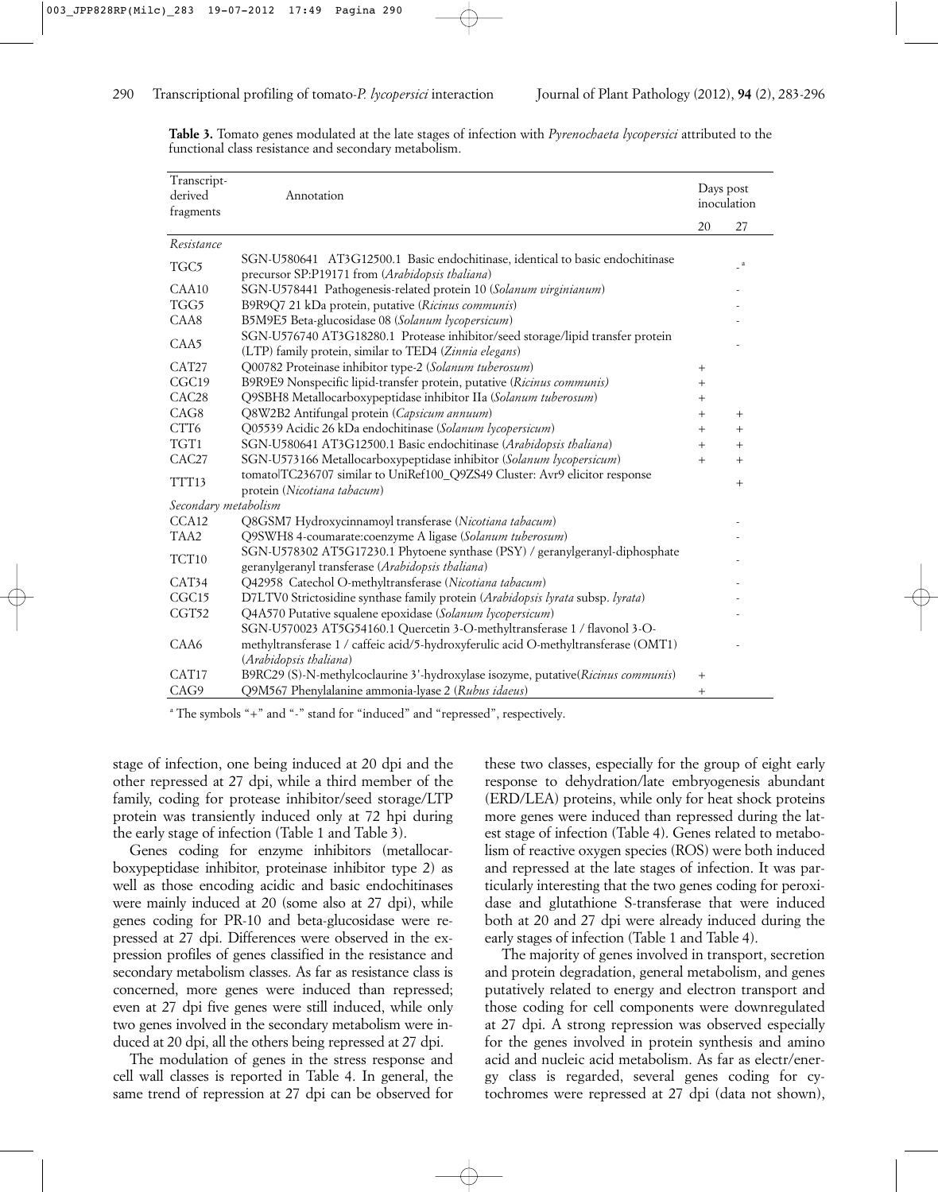**Table 3.** Tomato genes modulated at the late stages of infection with *Pyrenochaeta lycopersici* attributed to the functional class resistance and secondary metabolism.

| Transcript-derived fragments | Annotation | Days post inoculation | |
|---|---|---|---|
| | | 20 | 27 |
| *Resistance* | | | |
| TGC5 | SGN-U580641 AT3G12500.1 Basic endochitinase, identical to basic endochitinase precursor SP:P19171 from (*Arabidopsis thaliana*) | | -[a] |
| CAA10 | SGN-U578441 Pathogenesis-related protein 10 (*Solanum virginianum*) | | - |
| TGG5 | B9R9Q7 21 kDa protein, putative (*Ricinus communis*) | | - |
| CAA8 | B5M9E5 Beta-glucosidase 08 (*Solanum lycopersicum*) | | - |
| CAA5 | SGN-U576740 AT3G18280.1 Protease inhibitor/seed storage/lipid transfer protein (LTP) family protein, similar to TED4 (*Zinnia elegans*) | | - |
| CAT27 | Q00782 Proteinase inhibitor type-2 (*Solanum tuberosum*) | + | |
| CGC19 | B9R9E9 Nonspecific lipid-transfer protein, putative (*Ricinus communis*) | + | |
| CAC28 | Q9SBH8 Metallocarboxypeptidase inhibitor IIa (*Solanum tuberosum*) | + | |
| CAG8 | Q8W2B2 Antifungal protein (*Capsicum annuum*) | + | + |
| CTT6 | Q05539 Acidic 26 kDa endochitinase (*Solanum lycopersicum*) | + | + |
| TGT1 | SGN-U580641 AT3G12500.1 Basic endochitinase (*Arabidopsis thaliana*) | + | + |
| CAC27 | SGN-U573166 Metallocarboxypeptidase inhibitor (*Solanum lycopersicum*) | + | + |
| TTT13 | tomato\|TC236707 similar to UniRef100_Q9ZS49 Cluster: Avr9 elicitor response protein (*Nicotiana tabacum*) | | + |
| *Secondary metabolism* | | | |
| CCA12 | Q8GSM7 Hydroxycinnamoyl transferase (*Nicotiana tabacum*) | | - |
| TAA2 | Q9SWH8 4-coumarate:coenzyme A ligase (*Solanum tuberosum*) | | - |
| TCT10 | SGN-U578302 AT5G17230.1 Phytoene synthase (PSY) / geranylgeranyl-diphosphate geranylgeranyl transferase (*Arabidopsis thaliana*) | | - |
| CAT34 | Q42958 Catechol O-methyltransferase (*Nicotiana tabacum*) | | - |
| CGC15 | D7LTV0 Strictosidine synthase family protein (*Arabidopsis lyrata* subsp. *lyrata*) | | - |
| CGT52 | Q4A570 Putative squalene epoxidase (*Solanum lycopersicum*) | | - |
| CAA6 | SGN-U570023 AT5G54160.1 Quercetin 3-O-methyltransferase 1 / flavonol 3-O-methyltransferase 1 / caffeic acid/5-hydroxyferulic acid O-methyltransferase (OMT1) (*Arabidopsis thaliana*) | | - |
| CAT17 | B9RC29 (S)-N-methylcoclaurine 3'-hydroxylase isozyme, putative(*Ricinus communis*) | + | |
| CAG9 | Q9M567 Phenylalanine ammonia-lyase 2 (*Rubus idaeus*) | + | |

[a] The symbols "+" and "-" stand for "induced" and "repressed", respectively.

stage of infection, one being induced at 20 dpi and the other repressed at 27 dpi, while a third member of the family, coding for protease inhibitor/seed storage/LTP protein was transiently induced only at 72 hpi during the early stage of infection (Table 1 and Table 3).

Genes coding for enzyme inhibitors (metallocarboxypeptidase inhibitor, proteinase inhibitor type 2) as well as those encoding acidic and basic endochitinases were mainly induced at 20 (some also at 27 dpi), while genes coding for PR-10 and beta-glucosidase were repressed at 27 dpi. Differences were observed in the expression profiles of genes classified in the resistance and secondary metabolism classes. As far as resistance class is concerned, more genes were induced than repressed; even at 27 dpi five genes were still induced, while only two genes involved in the secondary metabolism were induced at 20 dpi, all the others being repressed at 27 dpi.

The modulation of genes in the stress response and cell wall classes is reported in Table 4. In general, the same trend of repression at 27 dpi can be observed for these two classes, especially for the group of eight early response to dehydration/late embryogenesis abundant (ERD/LEA) proteins, while only for heat shock proteins more genes were induced than repressed during the latest stage of infection (Table 4). Genes related to metabolism of reactive oxygen species (ROS) were both induced and repressed at the late stages of infection. It was particularly interesting that the two genes coding for peroxidase and glutathione S-transferase that were induced both at 20 and 27 dpi were already induced during the early stages of infection (Table 1 and Table 4).

The majority of genes involved in transport, secretion and protein degradation, general metabolism, and genes putatively related to energy and electron transport and those coding for cell components were downregulated at 27 dpi. A strong repression was observed especially for the genes involved in protein synthesis and amino acid and nucleic acid metabolism. As far as electr/energy class is regarded, several genes coding for cytochromes were repressed at 27 dpi (data not shown),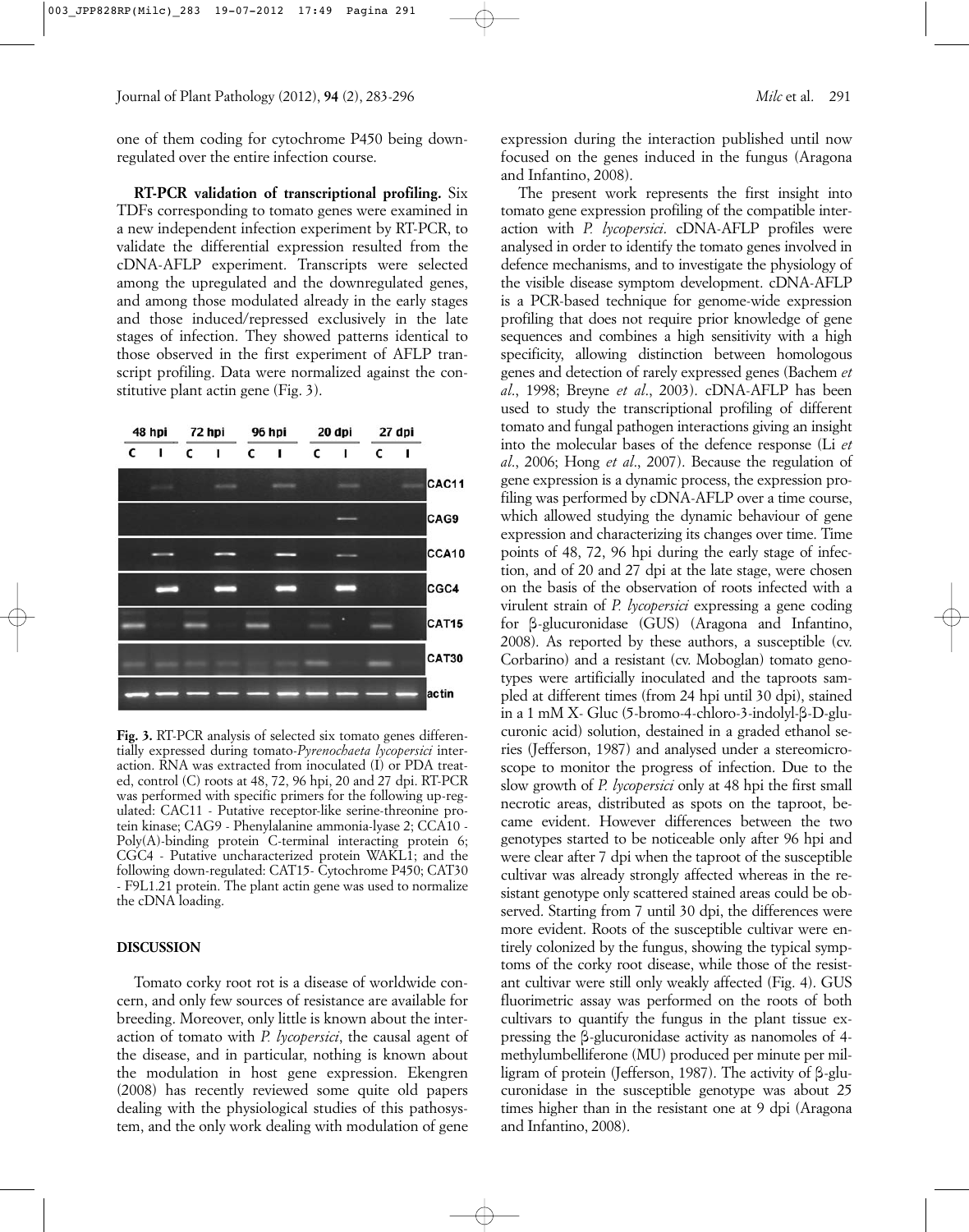one of them coding for cytochrome P450 being downregulated over the entire infection course.

**RT-PCR validation of transcriptional profiling.** Six TDFs corresponding to tomato genes were examined in a new independent infection experiment by RT-PCR, to validate the differential expression resulted from the cDNA-AFLP experiment. Transcripts were selected among the upregulated and the downregulated genes, and among those modulated already in the early stages and those induced/repressed exclusively in the late stages of infection. They showed patterns identical to those observed in the first experiment of AFLP transcript profiling. Data were normalized against the constitutive plant actin gene (Fig. 3).

**Fig. 3.** RT-PCR analysis of selected six tomato genes differentially expressed during tomato-*Pyrenochaeta lycopersici* interaction. RNA was extracted from inoculated (I) or PDA treated, control (C) roots at 48, 72, 96 hpi, 20 and 27 dpi. RT-PCR was performed with specific primers for the following up-regulated: CAC11 - Putative receptor-like serine-threonine protein kinase; CAG9 - Phenylalanine ammonia-lyase 2; CCA10 - Poly(A)-binding protein C-terminal interacting protein 6; CGC4 - Putative uncharacterized protein WAKL1; and the following down-regulated: CAT15- Cytochrome P450; CAT30 - F9L1.21 protein. The plant actin gene was used to normalize the cDNA loading.

## DISCUSSION

Tomato corky root rot is a disease of worldwide concern, and only few sources of resistance are available for breeding. Moreover, only little is known about the interaction of tomato with *P. lycopersici*, the causal agent of the disease, and in particular, nothing is known about the modulation in host gene expression. Ekengren (2008) has recently reviewed some quite old papers dealing with the physiological studies of this pathosystem, and the only work dealing with modulation of gene expression during the interaction published until now focused on the genes induced in the fungus (Aragona and Infantino, 2008).

The present work represents the first insight into tomato gene expression profiling of the compatible interaction with *P. lycopersici*. cDNA-AFLP profiles were analysed in order to identify the tomato genes involved in defence mechanisms, and to investigate the physiology of the visible disease symptom development. cDNA-AFLP is a PCR-based technique for genome-wide expression profiling that does not require prior knowledge of gene sequences and combines a high sensitivity with a high specificity, allowing distinction between homologous genes and detection of rarely expressed genes (Bachem *et al*., 1998; Breyne *et al*., 2003). cDNA-AFLP has been used to study the transcriptional profiling of different tomato and fungal pathogen interactions giving an insight into the molecular bases of the defence response (Li *et al*., 2006; Hong *et al*., 2007). Because the regulation of gene expression is a dynamic process, the expression profiling was performed by cDNA-AFLP over a time course, which allowed studying the dynamic behaviour of gene expression and characterizing its changes over time. Time points of 48, 72, 96 hpi during the early stage of infection, and of 20 and 27 dpi at the late stage, were chosen on the basis of the observation of roots infected with a virulent strain of *P. lycopersici* expressing a gene coding for β-glucuronidase (GUS) (Aragona and Infantino, 2008). As reported by these authors, a susceptible (cv. Corbarino) and a resistant (cv. Moboglan) tomato genotypes were artificially inoculated and the taproots sampled at different times (from 24 hpi until 30 dpi), stained in a 1 mM X- Gluc (5-bromo-4-chloro-3-indolyl-β-D-glucuronic acid) solution, destained in a graded ethanol series (Jefferson, 1987) and analysed under a stereomicroscope to monitor the progress of infection. Due to the slow growth of *P. lycopersici* only at 48 hpi the first small necrotic areas, distributed as spots on the taproot, became evident. However differences between the two genotypes started to be noticeable only after 96 hpi and were clear after 7 dpi when the taproot of the susceptible cultivar was already strongly affected whereas in the resistant genotype only scattered stained areas could be observed. Starting from 7 until 30 dpi, the differences were more evident. Roots of the susceptible cultivar were entirely colonized by the fungus, showing the typical symptoms of the corky root disease, while those of the resistant cultivar were still only weakly affected (Fig. 4). GUS fluorimetric assay was performed on the roots of both cultivars to quantify the fungus in the plant tissue expressing the β-glucuronidase activity as nanomoles of 4-methylumbelliferone (MU) produced per minute per milligram of protein (Jefferson, 1987). The activity of β-glucuronidase in the susceptible genotype was about 25 times higher than in the resistant one at 9 dpi (Aragona and Infantino, 2008).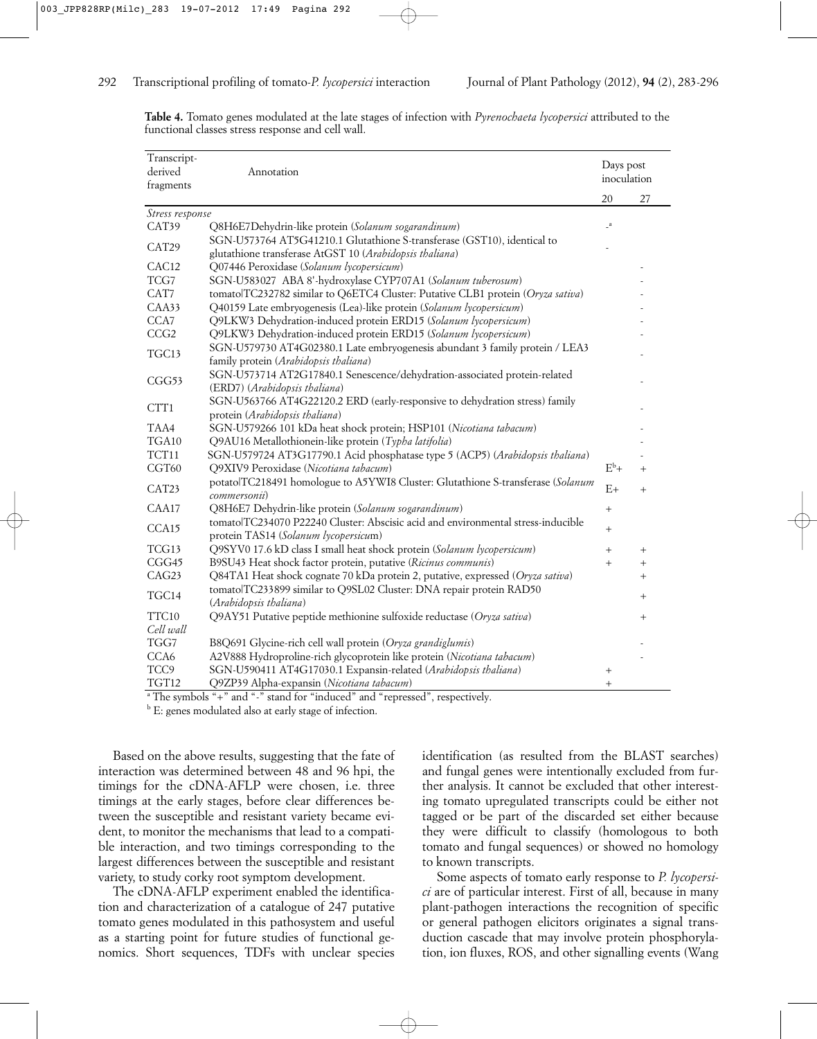**Table 4.** Tomato genes modulated at the late stages of infection with *Pyrenochaeta lycopersici* attributed to the functional classes stress response and cell wall.

| Transcript-derived fragments | Annotation | Days post inoculation | |
|---|---|---|---|
| | | 20 | 27 |
| *Stress response* | | | |
| CAT39 | Q8H6E7Dehydrin-like protein (*Solanum sogarandinum*) | -[a] | |
| CAT29 | SGN-U573764 AT5G41210.1 Glutathione S-transferase (GST10), identical to glutathione transferase AtGST 10 (*Arabidopsis thaliana*) | - | |
| CAC12 | Q07446 Peroxidase (*Solanum lycopersicum*) | | - |
| TCG7 | SGN-U583027 ABA 8'-hydroxylase CYP707A1 (*Solanum tuberosum*) | | - |
| CAT7 | tomato\|TC232782 similar to Q6ETC4 Cluster: Putative CLB1 protein (*Oryza sativa*) | | - |
| CAA33 | Q40159 Late embryogenesis (Lea)-like protein (*Solanum lycopersicum*) | | - |
| CCA7 | Q9LKW3 Dehydration-induced protein ERD15 (*Solanum lycopersicum*) | | - |
| CCG2 | Q9LKW3 Dehydration-induced protein ERD15 (*Solanum lycopersicum*) | | - |
| TGC13 | SGN-U579730 AT4G02380.1 Late embryogenesis abundant 3 family protein / LEA3 family protein (*Arabidopsis thaliana*) | | - |
| CGG53 | SGN-U573714 AT2G17840.1 Senescence/dehydration-associated protein-related (ERD7) (*Arabidopsis thaliana*) | | - |
| CTT1 | SGN-U563766 AT4G22120.2 ERD (early-responsive to dehydration stress) family protein (*Arabidopsis thaliana*) | | - |
| TAA4 | SGN-U579266 101 kDa heat shock protein; HSP101 (*Nicotiana tabacum*) | | - |
| TGA10 | Q9AU16 Metallothionein-like protein (*Typha latifolia*) | | - |
| TCT11 | SGN-U579724 AT3G17790.1 Acid phosphatase type 5 (ACP5) (*Arabidopsis thaliana*) | | - |
| CGT60 | Q9XIV9 Peroxidase (*Nicotiana tabacum*) | E[b]+ | + |
| CAT23 | potato\|TC218491 homologue to A5YWI8 Cluster: Glutathione S-transferase (*Solanum commersonii*) | E+ | + |
| CAA17 | Q8H6E7 Dehydrin-like protein (*Solanum sogarandinum*) | + | |
| CCA15 | tomato\|TC234070 P22240 Cluster: Abscisic acid and environmental stress-inducible protein TAS14 (*Solanum lycopersicum*) | + | |
| TCG13 | Q9SYV0 17.6 kD class I small heat shock protein (*Solanum lycopersicum*) | + | + |
| CGG45 | B9SU43 Heat shock factor protein, putative (*Ricinus communis*) | + | + |
| CAG23 | Q84TA1 Heat shock cognate 70 kDa protein 2, putative, expressed (*Oryza sativa*) | | + |
| TGC14 | tomato\|TC233899 similar to Q9SL02 Cluster: DNA repair protein RAD50 (*Arabidopsis thaliana*) | | + |
| TTC10 | Q9AY51 Putative peptide methionine sulfoxide reductase (*Oryza sativa*) | | + |
| *Cell wall* | | | |
| TGG7 | B8Q691 Glycine-rich cell wall protein (*Oryza grandiglumis*) | | - |
| CCA6 | A2V888 Hydroproline-rich glycoprotein like protein (*Nicotiana tabacum*) | | - |
| TCC9 | SGN-U590411 AT4G17030.1 Expansin-related (*Arabidopsis thaliana*) | + | |
| TGT12 | Q9ZP39 Alpha-expansin (*Nicotiana tabacum*) | + | |

[a] The symbols "+" and "-" stand for "induced" and "repressed", respectively.

[b] E: genes modulated also at early stage of infection.

Based on the above results, suggesting that the fate of interaction was determined between 48 and 96 hpi, the timings for the cDNA-AFLP were chosen, i.e. three timings at the early stages, before clear differences between the susceptible and resistant variety became evident, to monitor the mechanisms that lead to a compatible interaction, and two timings corresponding to the largest differences between the susceptible and resistant variety, to study corky root symptom development.

The cDNA-AFLP experiment enabled the identification and characterization of a catalogue of 247 putative tomato genes modulated in this pathosystem and useful as a starting point for future studies of functional genomics. Short sequences, TDFs with unclear species identification (as resulted from the BLAST searches) and fungal genes were intentionally excluded from further analysis. It cannot be excluded that other interesting tomato upregulated transcripts could be either not tagged or be part of the discarded set either because they were difficult to classify (homologous to both tomato and fungal sequences) or showed no homology to known transcripts.

Some aspects of tomato early response to *P. lycopersici* are of particular interest. First of all, because in many plant-pathogen interactions the recognition of specific or general pathogen elicitors originates a signal transduction cascade that may involve protein phosphorylation, ion fluxes, ROS, and other signalling events (Wang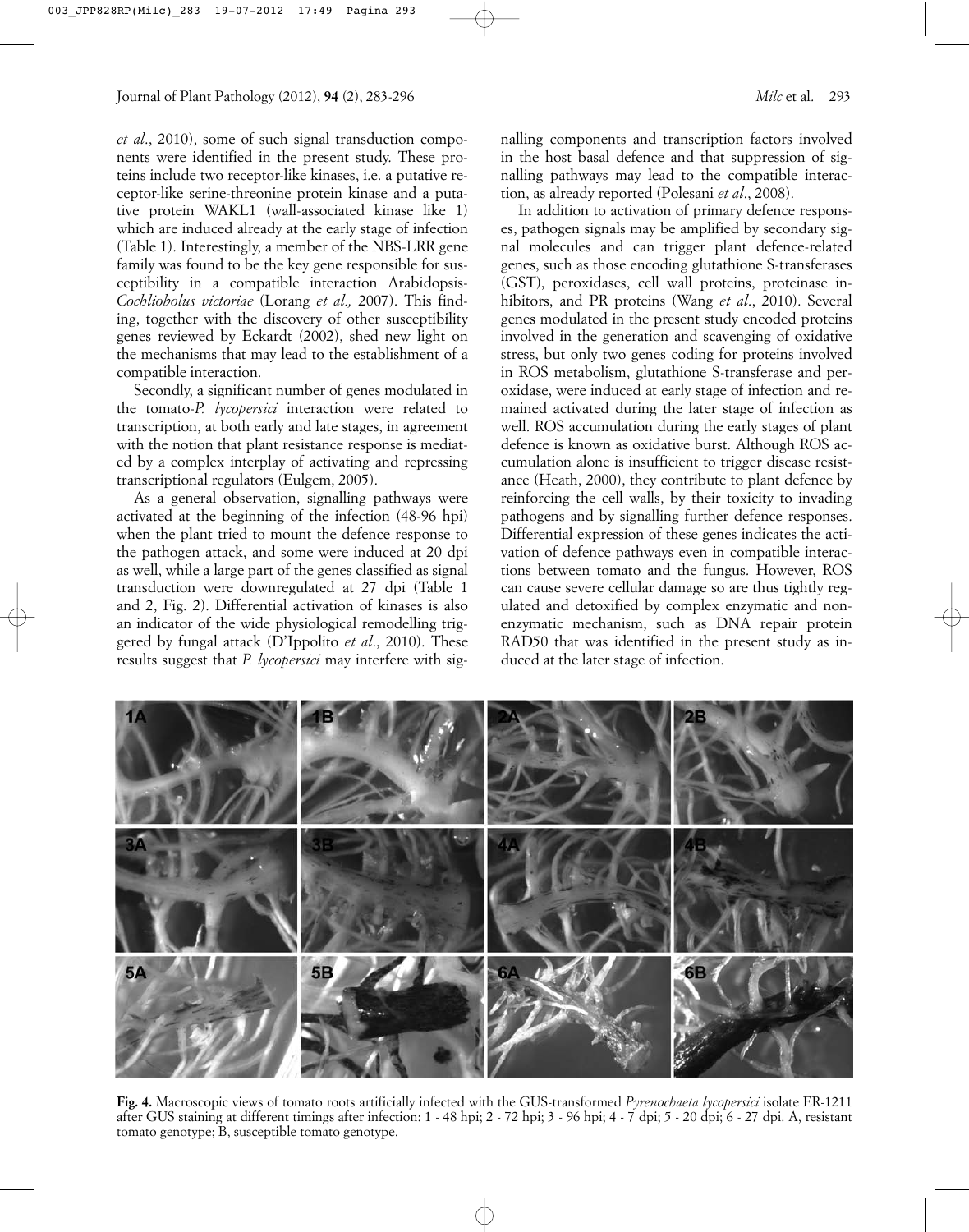*et al*., 2010), some of such signal transduction components were identified in the present study. These proteins include two receptor-like kinases, i.e. a putative receptor-like serine-threonine protein kinase and a putative protein WAKL1 (wall-associated kinase like 1) which are induced already at the early stage of infection (Table 1). Interestingly, a member of the NBS-LRR gene family was found to be the key gene responsible for susceptibility in a compatible interaction Arabidopsis-*Cochliobolus victoriae* (Lorang *et al.,* 2007). This finding, together with the discovery of other susceptibility genes reviewed by Eckardt (2002), shed new light on the mechanisms that may lead to the establishment of a compatible interaction.

Secondly, a significant number of genes modulated in the tomato-*P. lycopersici* interaction were related to transcription, at both early and late stages, in agreement with the notion that plant resistance response is mediated by a complex interplay of activating and repressing transcriptional regulators (Eulgem, 2005).

As a general observation, signalling pathways were activated at the beginning of the infection (48-96 hpi) when the plant tried to mount the defence response to the pathogen attack, and some were induced at 20 dpi as well, while a large part of the genes classified as signal transduction were downregulated at 27 dpi (Table 1 and 2, Fig. 2). Differential activation of kinases is also an indicator of the wide physiological remodelling triggered by fungal attack (D'Ippolito *et al*., 2010). These results suggest that *P. lycopersici* may interfere with signalling components and transcription factors involved in the host basal defence and that suppression of signalling pathways may lead to the compatible interaction, as already reported (Polesani *et al*., 2008).

In addition to activation of primary defence responses, pathogen signals may be amplified by secondary signal molecules and can trigger plant defence-related genes, such as those encoding glutathione S-transferases (GST), peroxidases, cell wall proteins, proteinase inhibitors, and PR proteins (Wang *et al*., 2010). Several genes modulated in the present study encoded proteins involved in the generation and scavenging of oxidative stress, but only two genes coding for proteins involved in ROS metabolism, glutathione S-transferase and peroxidase, were induced at early stage of infection and remained activated during the later stage of infection as well. ROS accumulation during the early stages of plant defence is known as oxidative burst. Although ROS accumulation alone is insufficient to trigger disease resistance (Heath, 2000), they contribute to plant defence by reinforcing the cell walls, by their toxicity to invading pathogens and by signalling further defence responses. Differential expression of these genes indicates the activation of defence pathways even in compatible interactions between tomato and the fungus. However, ROS can cause severe cellular damage so are thus tightly regulated and detoxified by complex enzymatic and non-enzymatic mechanism, such as DNA repair protein RAD50 that was identified in the present study as induced at the later stage of infection.

**Fig. 4.** Macroscopic views of tomato roots artificially infected with the GUS-transformed *Pyrenochaeta lycopersici* isolate ER-1211 after GUS staining at different timings after infection: 1 - 48 hpi; 2 - 72 hpi; 3 - 96 hpi; 4 - 7 dpi; 5 - 20 dpi; 6 - 27 dpi. A, resistant tomato genotype; B, susceptible tomato genotype.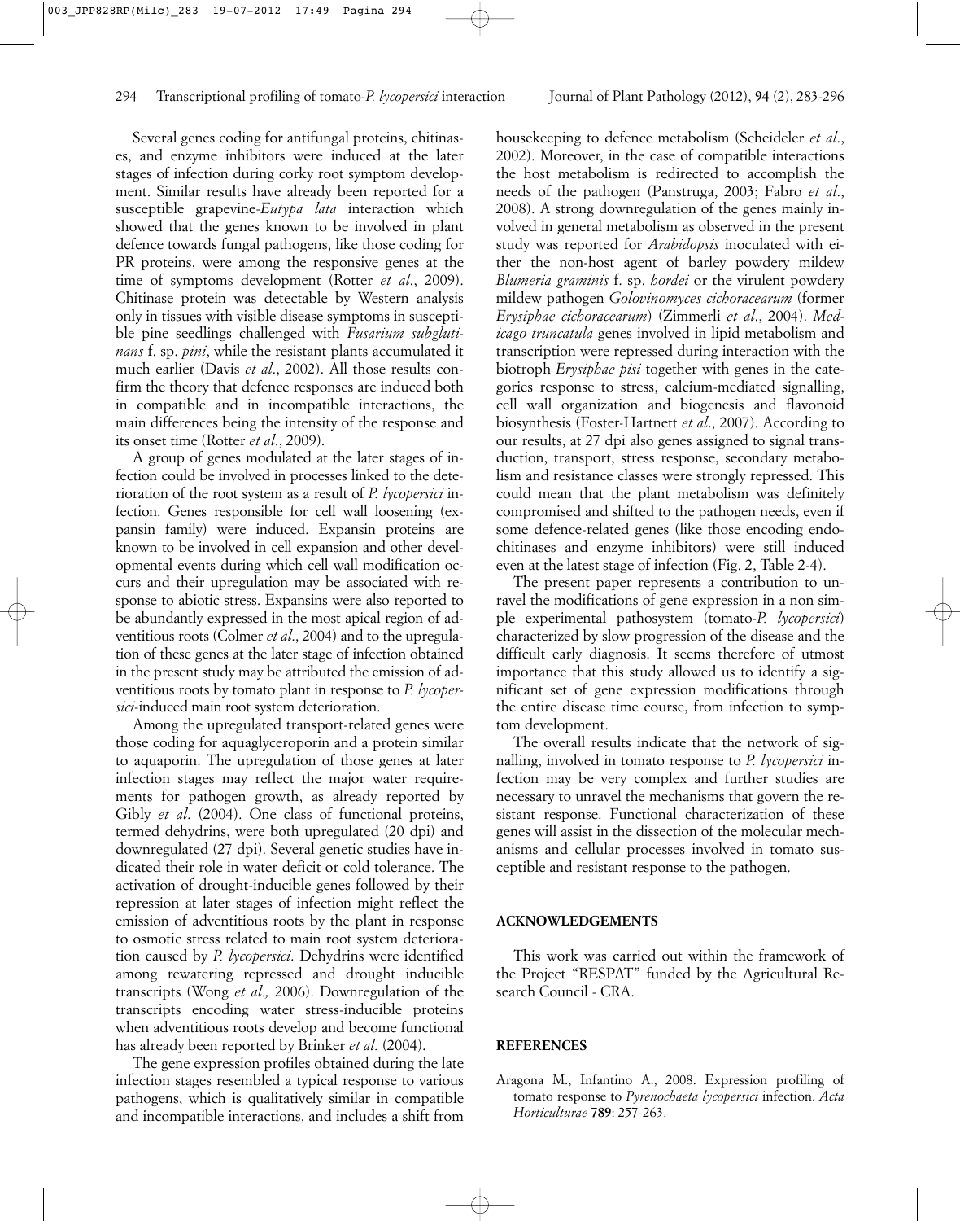Several genes coding for antifungal proteins, chitinases, and enzyme inhibitors were induced at the later stages of infection during corky root symptom development. Similar results have already been reported for a susceptible grapevine-*Eutypa lata* interaction which showed that the genes known to be involved in plant defence towards fungal pathogens, like those coding for PR proteins, were among the responsive genes at the time of symptoms development (Rotter *et al*., 2009). Chitinase protein was detectable by Western analysis only in tissues with visible disease symptoms in susceptible pine seedlings challenged with *Fusarium subglutinans* f. sp. *pini*, while the resistant plants accumulated it much earlier (Davis *et al*., 2002). All those results confirm the theory that defence responses are induced both in compatible and in incompatible interactions, the main differences being the intensity of the response and its onset time (Rotter *et al*., 2009).

A group of genes modulated at the later stages of infection could be involved in processes linked to the deterioration of the root system as a result of *P. lycopersici* infection. Genes responsible for cell wall loosening (expansin family) were induced. Expansin proteins are known to be involved in cell expansion and other developmental events during which cell wall modification occurs and their upregulation may be associated with response to abiotic stress. Expansins were also reported to be abundantly expressed in the most apical region of adventitious roots (Colmer *et al*., 2004) and to the upregulation of these genes at the later stage of infection obtained in the present study may be attributed the emission of adventitious roots by tomato plant in response to *P. lycopersici*-induced main root system deterioration.

Among the upregulated transport-related genes were those coding for aquaglyceroporin and a protein similar to aquaporin. The upregulation of those genes at later infection stages may reflect the major water requirements for pathogen growth, as already reported by Gibly *et al*. (2004). One class of functional proteins, termed dehydrins, were both upregulated (20 dpi) and downregulated (27 dpi). Several genetic studies have indicated their role in water deficit or cold tolerance. The activation of drought-inducible genes followed by their repression at later stages of infection might reflect the emission of adventitious roots by the plant in response to osmotic stress related to main root system deterioration caused by *P. lycopersici*. Dehydrins were identified among rewatering repressed and drought inducible transcripts (Wong *et al.,* 2006). Downregulation of the transcripts encoding water stress-inducible proteins when adventitious roots develop and become functional has already been reported by Brinker *et al.* (2004).

The gene expression profiles obtained during the late infection stages resembled a typical response to various pathogens, which is qualitatively similar in compatible and incompatible interactions, and includes a shift from housekeeping to defence metabolism (Scheideler *et al*., 2002). Moreover, in the case of compatible interactions the host metabolism is redirected to accomplish the needs of the pathogen (Panstruga, 2003; Fabro *et al*., 2008). A strong downregulation of the genes mainly involved in general metabolism as observed in the present study was reported for *Arabidopsis* inoculated with either the non-host agent of barley powdery mildew *Blumeria graminis* f. sp. *hordei* or the virulent powdery mildew pathogen *Golovinomyces cichoracearum* (former *Erysiphae cichoracearum*) (Zimmerli *et al*., 2004). *Medicago truncatula* genes involved in lipid metabolism and transcription were repressed during interaction with the biotroph *Erysiphae pisi* together with genes in the categories response to stress, calcium-mediated signalling, cell wall organization and biogenesis and flavonoid biosynthesis (Foster-Hartnett *et al*., 2007). According to our results, at 27 dpi also genes assigned to signal transduction, transport, stress response, secondary metabolism and resistance classes were strongly repressed. This could mean that the plant metabolism was definitely compromised and shifted to the pathogen needs, even if some defence-related genes (like those encoding endochitinases and enzyme inhibitors) were still induced even at the latest stage of infection (Fig. 2, Table 2-4).

The present paper represents a contribution to unravel the modifications of gene expression in a non simple experimental pathosystem (tomato-*P. lycopersici*) characterized by slow progression of the disease and the difficult early diagnosis. It seems therefore of utmost importance that this study allowed us to identify a significant set of gene expression modifications through the entire disease time course, from infection to symptom development.

The overall results indicate that the network of signalling, involved in tomato response to *P. lycopersici* infection may be very complex and further studies are necessary to unravel the mechanisms that govern the resistant response. Functional characterization of these genes will assist in the dissection of the molecular mechanisms and cellular processes involved in tomato susceptible and resistant response to the pathogen.

## ACKNOWLEDGEMENTS

This work was carried out within the framework of the Project "RESPAT" funded by the Agricultural Research Council - CRA.

## REFERENCES

Aragona M., Infantino A., 2008. Expression profiling of tomato response to *Pyrenochaeta lycopersici* infection. *Acta Horticulturae* **789**: 257-263.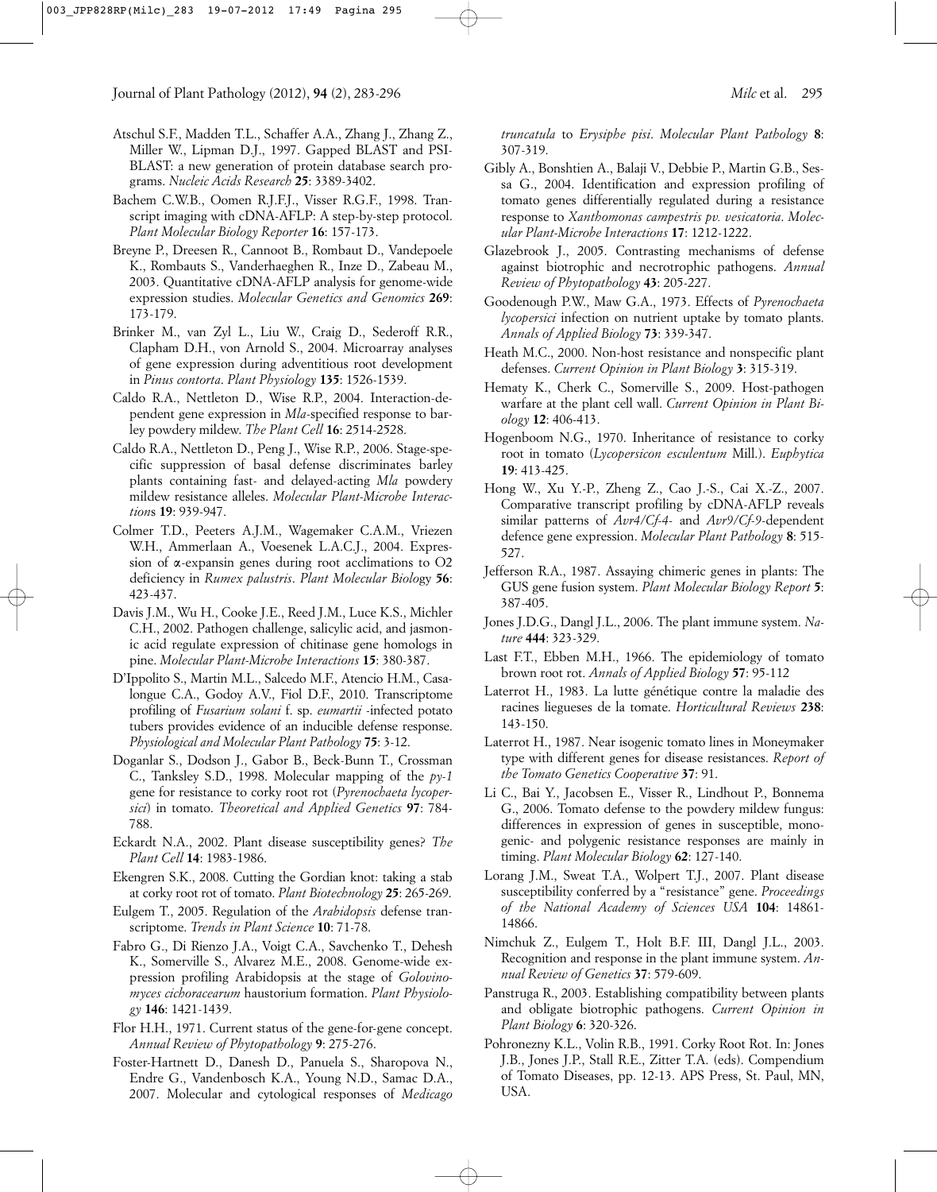Atschul S.F., Madden T.L., Schaffer A.A., Zhang J., Zhang Z., Miller W., Lipman D.J., 1997. Gapped BLAST and PSI-BLAST: a new generation of protein database search programs. *Nucleic Acids Research* **25**: 3389-3402.

Bachem C.W.B., Oomen R.J.F.J., Visser R.G.F., 1998. Transcript imaging with cDNA-AFLP: A step-by-step protocol. *Plant Molecular Biology Reporter* **16**: 157-173.

Breyne P., Dreesen R., Cannoot B., Rombaut D., Vandepoele K., Rombauts S., Vanderhaeghen R., Inze D., Zabeau M., 2003. Quantitative cDNA-AFLP analysis for genome-wide expression studies. *Molecular Genetics and Genomics* **269**: 173-179.

Brinker M., van Zyl L., Liu W., Craig D., Sederoff R.R., Clapham D.H., von Arnold S., 2004. Microarray analyses of gene expression during adventitious root development in *Pinus contorta*. *Plant Physiology* **135**: 1526-1539.

Caldo R.A., Nettleton D., Wise R.P., 2004. Interaction-dependent gene expression in *Mla*-specified response to barley powdery mildew. *The Plant Cell* **16**: 2514-2528.

Caldo R.A., Nettleton D., Peng J., Wise R.P., 2006. Stage-specific suppression of basal defense discriminates barley plants containing fast- and delayed-acting *Mla* powdery mildew resistance alleles. *Molecular Plant-Microbe Interactions* **19**: 939-947.

Colmer T.D., Peeters A.J.M., Wagemaker C.A.M., Vriezen W.H., Ammerlaan A., Voesenek L.A.C.J., 2004. Expression of α-expansin genes during root acclimations to O2 deficiency in *Rumex palustris*. *Plant Molecular Biology* **56**: 423-437.

Davis J.M., Wu H., Cooke J.E., Reed J.M., Luce K.S., Michler C.H., 2002. Pathogen challenge, salicylic acid, and jasmonic acid regulate expression of chitinase gene homologs in pine. *Molecular Plant-Microbe Interactions* **15**: 380-387.

D'Ippolito S., Martin M.L., Salcedo M.F., Atencio H.M., Casalongue C.A., Godoy A.V., Fiol D.F., 2010. Transcriptome profiling of *Fusarium solani* f. sp. *eumartii* -infected potato tubers provides evidence of an inducible defense response. *Physiological and Molecular Plant Pathology* **75**: 3-12.

Doganlar S., Dodson J., Gabor B., Beck-Bunn T., Crossman C., Tanksley S.D., 1998. Molecular mapping of the *py-1* gene for resistance to corky root rot (*Pyrenochaeta lycopersici*) in tomato. *Theoretical and Applied Genetics* **97**: 784-788.

Eckardt N.A., 2002. Plant disease susceptibility genes? *The Plant Cell* **14**: 1983-1986.

Ekengren S.K., 2008. Cutting the Gordian knot: taking a stab at corky root rot of tomato. *Plant Biotechnology* **25**: 265-269.

Eulgem T., 2005. Regulation of the *Arabidopsis* defense transcriptome. *Trends in Plant Science* **10**: 71-78.

Fabro G., Di Rienzo J.A., Voigt C.A., Savchenko T., Dehesh K., Somerville S., Alvarez M.E., 2008. Genome-wide expression profiling Arabidopsis at the stage of *Golovinomyces cichoracearum* haustorium formation. *Plant Physiology* **146**: 1421-1439.

Flor H.H., 1971. Current status of the gene-for-gene concept. *Annual Review of Phytopathology* **9**: 275-276.

Foster-Hartnett D., Danesh D., Panuela S., Sharopova N., Endre G., Vandenbosch K.A., Young N.D., Samac D.A., 2007. Molecular and cytological responses of *Medicago truncatula* to *Erysiphe pisi*. *Molecular Plant Pathology* **8**: 307-319.

Gibly A., Bonshtien A., Balaji V., Debbie P., Martin G.B., Sessa G., 2004. Identification and expression profiling of tomato genes differentially regulated during a resistance response to *Xanthomonas campestris pv. vesicatoria*. *Molecular Plant-Microbe Interactions* **17**: 1212-1222.

Glazebrook J., 2005. Contrasting mechanisms of defense against biotrophic and necrotrophic pathogens. *Annual Review of Phytopathology* **43**: 205-227.

Goodenough P.W., Maw G.A., 1973. Effects of *Pyrenochaeta lycopersici* infection on nutrient uptake by tomato plants. *Annals of Applied Biology* **73**: 339-347.

Heath M.C., 2000. Non-host resistance and nonspecific plant defenses. *Current Opinion in Plant Biology* **3**: 315-319.

Hematy K., Cherk C., Somerville S., 2009. Host-pathogen warfare at the plant cell wall. *Current Opinion in Plant Biology* **12**: 406-413.

Hogenboom N.G., 1970. Inheritance of resistance to corky root in tomato (*Lycopersicon esculentum* Mill.). *Euphytica* **19**: 413-425.

Hong W., Xu Y.-P., Zheng Z., Cao J.-S., Cai X.-Z., 2007. Comparative transcript profiling by cDNA-AFLP reveals similar patterns of *Avr4/Cf-4*- and *Avr9/Cf-9*-dependent defence gene expression. *Molecular Plant Pathology* **8**: 515-527.

Jefferson R.A., 1987. Assaying chimeric genes in plants: The GUS gene fusion system. *Plant Molecular Biology Report* **5**: 387-405.

Jones J.D.G., Dangl J.L., 2006. The plant immune system. *Nature* **444**: 323-329.

Last F.T., Ebben M.H., 1966. The epidemiology of tomato brown root rot. *Annals of Applied Biology* **57**: 95-112

Laterrot H., 1983. La lutte génétique contre la maladie des racines liegueses de la tomate. *Horticultural Reviews* **238**: 143-150.

Laterrot H., 1987. Near isogenic tomato lines in Moneymaker type with different genes for disease resistances. *Report of the Tomato Genetics Cooperative* **37**: 91.

Li C., Bai Y., Jacobsen E., Visser R., Lindhout P., Bonnema G., 2006. Tomato defense to the powdery mildew fungus: differences in expression of genes in susceptible, monogenic- and polygenic resistance responses are mainly in timing. *Plant Molecular Biology* **62**: 127-140.

Lorang J.M., Sweat T.A., Wolpert T.J., 2007. Plant disease susceptibility conferred by a "resistance" gene. *Proceedings of the National Academy of Sciences USA* **104**: 14861-14866.

Nimchuk Z., Eulgem T., Holt B.F. III, Dangl J.L., 2003. Recognition and response in the plant immune system. *Annual Review of Genetics* **37**: 579-609.

Panstruga R., 2003. Establishing compatibility between plants and obligate biotrophic pathogens. *Current Opinion in Plant Biology* **6**: 320-326.

Pohronezny K.L., Volin R.B., 1991. Corky Root Rot. In: Jones J.B., Jones J.P., Stall R.E., Zitter T.A. (eds). Compendium of Tomato Diseases, pp. 12-13. APS Press, St. Paul, MN, USA.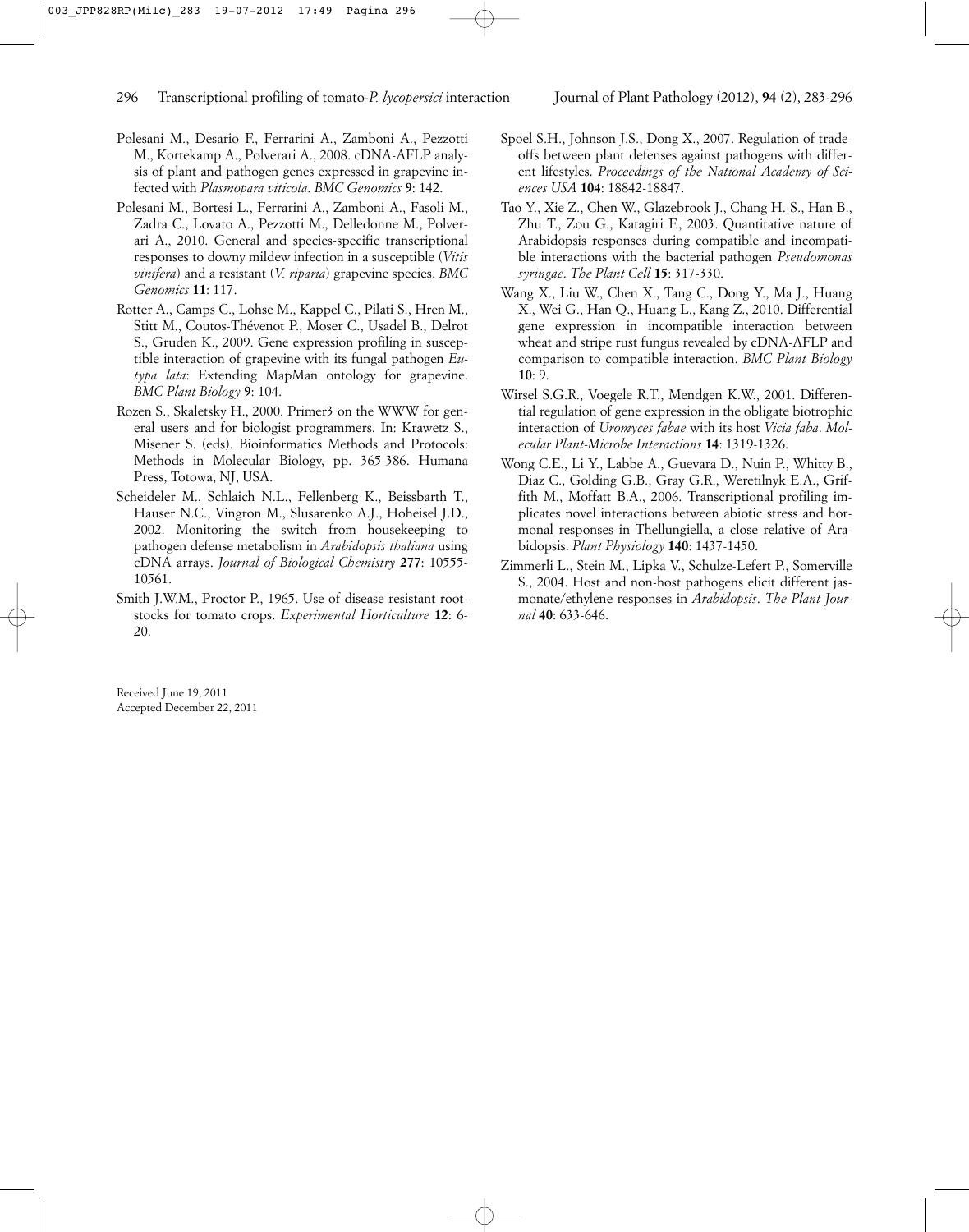Polesani M., Desario F., Ferrarini A., Zamboni A., Pezzotti M., Kortekamp A., Polverari A., 2008. cDNA-AFLP analysis of plant and pathogen genes expressed in grapevine infected with *Plasmopara viticola*. *BMC Genomics* **9**: 142.

Polesani M., Bortesi L., Ferrarini A., Zamboni A., Fasoli M., Zadra C., Lovato A., Pezzotti M., Delledonne M., Polverari A., 2010. General and species-specific transcriptional responses to downy mildew infection in a susceptible (*Vitis vinifera*) and a resistant (*V. riparia*) grapevine species. *BMC Genomics* **11**: 117.

Rotter A., Camps C., Lohse M., Kappel C., Pilati S., Hren M., Stitt M., Coutos-Thévenot P., Moser C., Usadel B., Delrot S., Gruden K., 2009. Gene expression profiling in susceptible interaction of grapevine with its fungal pathogen *Eutypa lata*: Extending MapMan ontology for grapevine. *BMC Plant Biology* **9**: 104.

Rozen S., Skaletsky H., 2000. Primer3 on the WWW for general users and for biologist programmers. In: Krawetz S., Misener S. (eds). Bioinformatics Methods and Protocols: Methods in Molecular Biology, pp. 365-386. Humana Press, Totowa, NJ, USA.

Scheideler M., Schlaich N.L., Fellenberg K., Beissbarth T., Hauser N.C., Vingron M., Slusarenko A.J., Hoheisel J.D., 2002. Monitoring the switch from housekeeping to pathogen defense metabolism in *Arabidopsis thaliana* using cDNA arrays. *Journal of Biological Chemistry* **277**: 10555-10561.

Smith J.W.M., Proctor P., 1965. Use of disease resistant rootstocks for tomato crops. *Experimental Horticulture* **12**: 6-20.

Spoel S.H., Johnson J.S., Dong X., 2007. Regulation of tradeoffs between plant defenses against pathogens with different lifestyles. *Proceedings of the National Academy of Sciences USA* **104**: 18842-18847.

Tao Y., Xie Z., Chen W., Glazebrook J., Chang H.-S., Han B., Zhu T., Zou G., Katagiri F., 2003. Quantitative nature of Arabidopsis responses during compatible and incompatible interactions with the bacterial pathogen *Pseudomonas syringae*. *The Plant Cell* **15**: 317-330.

Wang X., Liu W., Chen X., Tang C., Dong Y., Ma J., Huang X., Wei G., Han Q., Huang L., Kang Z., 2010. Differential gene expression in incompatible interaction between wheat and stripe rust fungus revealed by cDNA-AFLP and comparison to compatible interaction. *BMC Plant Biology* **10**: 9.

Wirsel S.G.R., Voegele R.T., Mendgen K.W., 2001. Differential regulation of gene expression in the obligate biotrophic interaction of *Uromyces fabae* with its host *Vicia faba*. *Molecular Plant-Microbe Interactions* **14**: 1319-1326.

Wong C.E., Li Y., Labbe A., Guevara D., Nuin P., Whitty B., Diaz C., Golding G.B., Gray G.R., Weretilnyk E.A., Griffith M., Moffatt B.A., 2006. Transcriptional profiling implicates novel interactions between abiotic stress and hormonal responses in Thellungiella, a close relative of Arabidopsis. *Plant Physiology* **140**: 1437-1450.

Zimmerli L., Stein M., Lipka V., Schulze-Lefert P., Somerville S., 2004. Host and non-host pathogens elicit different jasmonate/ethylene responses in *Arabidopsis*. *The Plant Journal* **40**: 633-646.

Received June 19, 2011
Accepted December 22, 2011